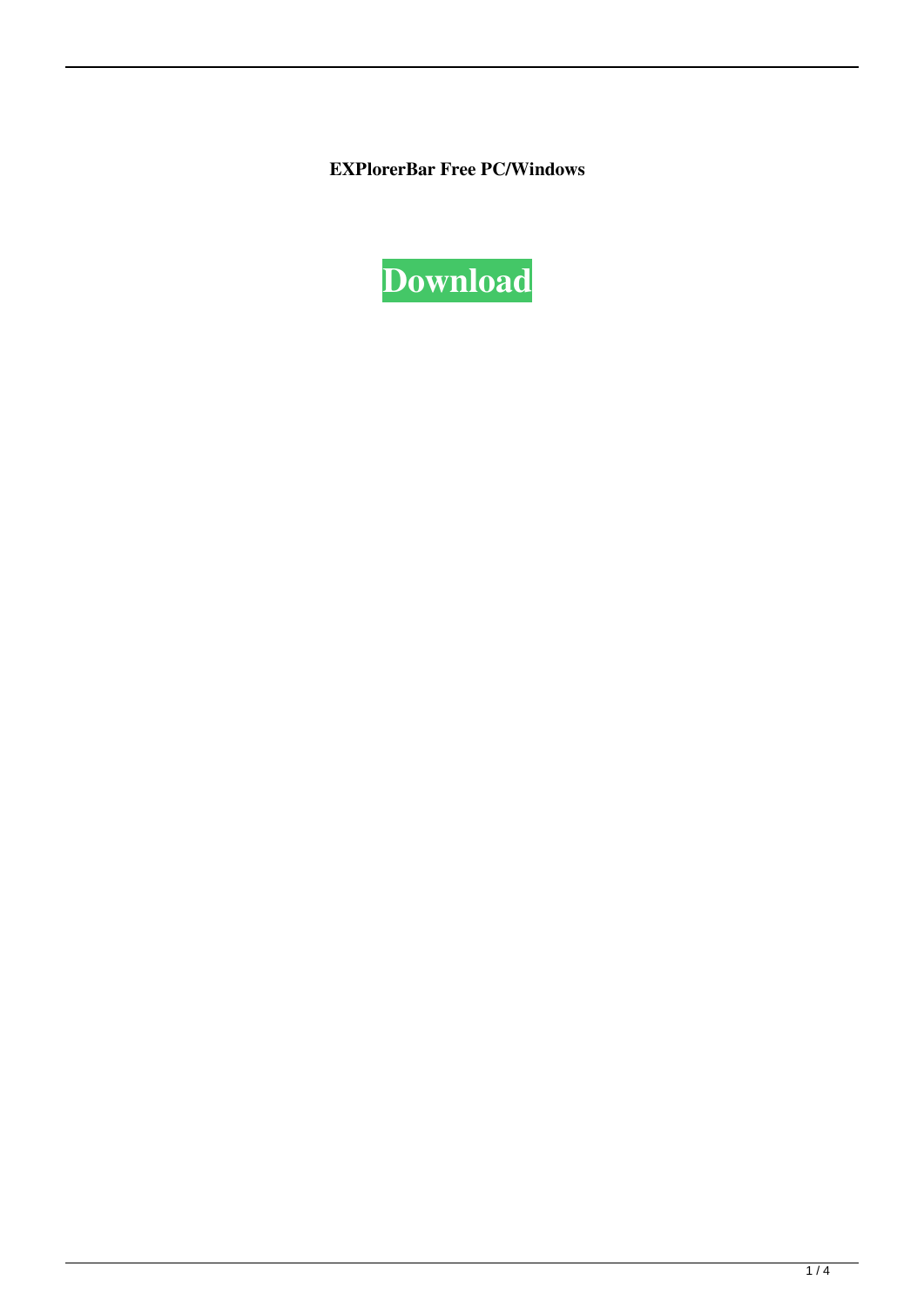**EXPlorerBar Free PC/Windows**

**Download**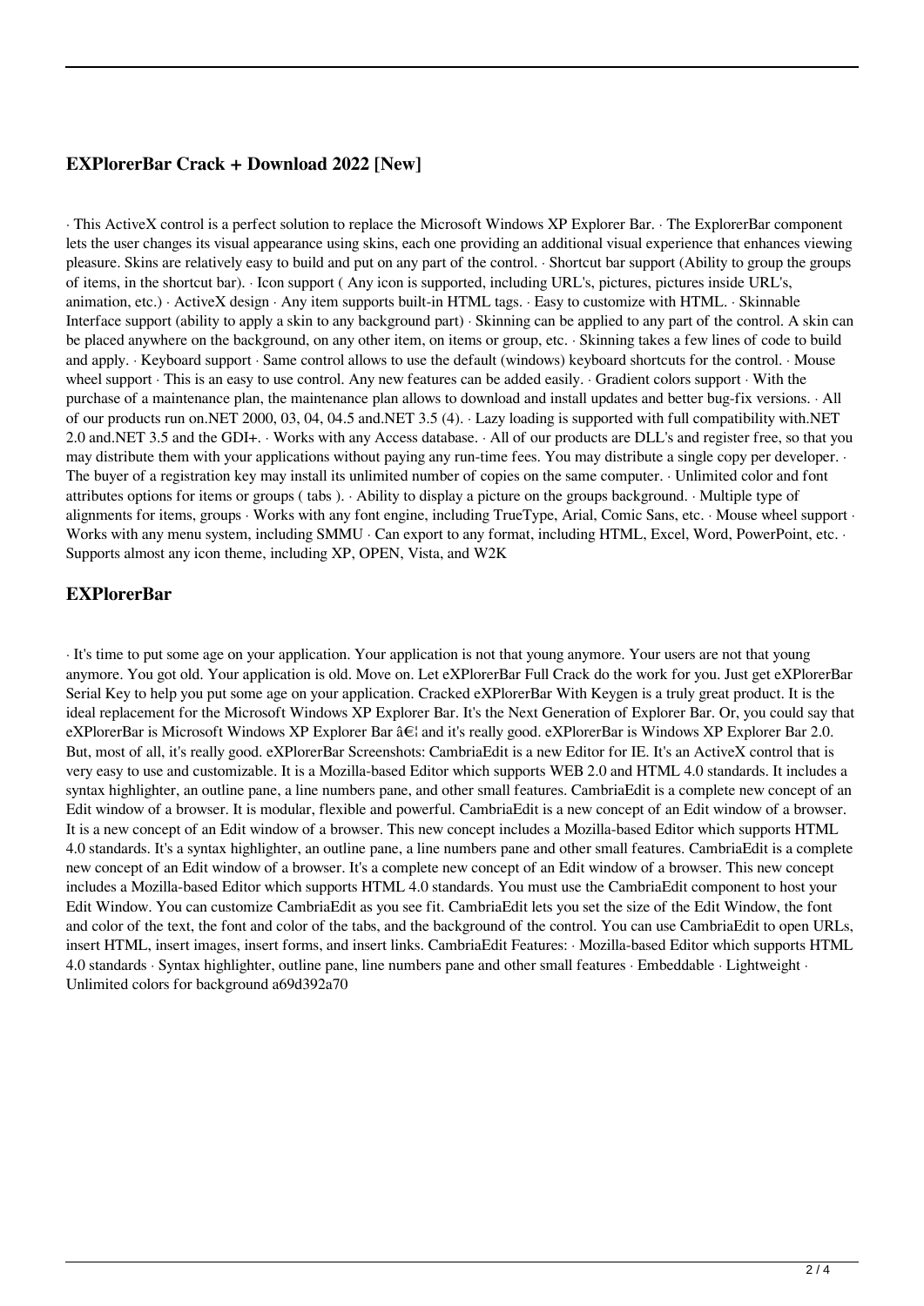## EXPlorerBar Crack + Download 2022 [New]

· This ActiveX control is a perfect solution to replace the Microsoft Windows XP Explorer Bar. · The ExplorerBar component lets the user changes its visual appearance using skins, each one providing an additional visual experience that enhances viewing pleasure. Skins are relatively easy to build and put on any part of the control. · Shortcut bar support (Ability to group the groups of items, in the shortcut bar). · Icon support ( Any icon is supported, including URL's, pictures, pictures inside URL's, animation, etc.) · ActiveX design · Any item supports built-in HTML tags. · Easy to customize with HTML. · Skinnable Interface support (ability to apply a skin to any background part) · Skinning can be applied to any part of the control. A skin can be placed anywhere on the background, on any other item, on items or group, etc. · Skinning takes a few lines of code to build and apply. · Keyboard support · Same control allows to use the default (windows) keyboard shortcuts for the control. · Mouse wheel support · This is an easy to use control. Any new features can be added easily. · Gradient colors support · With the purchase of a maintenance plan, the maintenance plan allows to download and install updates and better bug-fix versions. · All of our products run on.NET 2000, 03, 04, 04.5 and.NET 3.5 (4). · Lazy loading is supported with full compatibility with.NET 2.0 and.NET 3.5 and the GDI+. · Works with any Access database. · All of our products are DLL's and register free, so that you may distribute them with your applications without paying any run-time fees. You may distribute a single copy per developer. · The buyer of a registration key may install its unlimited number of copies on the same computer. · Unlimited color and font attributes options for items or groups ( tabs ). · Ability to display a picture on the groups background. · Multiple type of alignments for items, groups · Works with any font engine, including TrueType, Arial, Comic Sans, etc. · Mouse wheel support · Works with any menu system, including SMMU · Can export to any format, including HTML, Excel, Word, PowerPoint, etc. · Supports almost any icon theme, including XP, OPEN, Vista, and W2K

## EXPlorerBar

· It's time to put some age on your application. Your application is not that young anymore. Your users are not that young anymore. You got old. Your application is old. Move on. Let eXPlorerBar Full Crack do the work for you. Just get eXPlorerBar Serial Key to help you put some age on your application. Cracked eXPlorerBar With Keygen is a truly great product. It is the ideal replacement for the Microsoft Windows XP Explorer Bar. It's the Next Generation of Explorer Bar. Or, you could say that eXPlorerBar is Microsoft Windows XP Explorer Bar â€¦ and it's really good. eXPlorerBar is Windows XP Explorer Bar 2.0. But, most of all, it's really good. eXPlorerBar Screenshots: CambriaEdit is a new Editor for IE. It's an ActiveX control that is very easy to use and customizable. It is a Mozilla-based Editor which supports WEB 2.0 and HTML 4.0 standards. It includes a syntax highlighter, an outline pane, a line numbers pane, and other small features. CambriaEdit is a complete new concept of an Edit window of a browser. It is modular, flexible and powerful. CambriaEdit is a new concept of an Edit window of a browser. It is a new concept of an Edit window of a browser. This new concept includes a Mozilla-based Editor which supports HTML 4.0 standards. It's a syntax highlighter, an outline pane, a line numbers pane and other small features. CambriaEdit is a complete new concept of an Edit window of a browser. It's a complete new concept of an Edit window of a browser. This new concept includes a Mozilla-based Editor which supports HTML 4.0 standards. You must use the CambriaEdit component to host your Edit Window. You can customize CambriaEdit as you see fit. CambriaEdit lets you set the size of the Edit Window, the font and color of the text, the font and color of the tabs, and the background of the control. You can use CambriaEdit to open URLs, insert HTML, insert images, insert forms, and insert links. CambriaEdit Features: · Mozilla-based Editor which supports HTML 4.0 standards · Syntax highlighter, outline pane, line numbers pane and other small features · Embeddable · Lightweight · Unlimited colors for background a69d392a70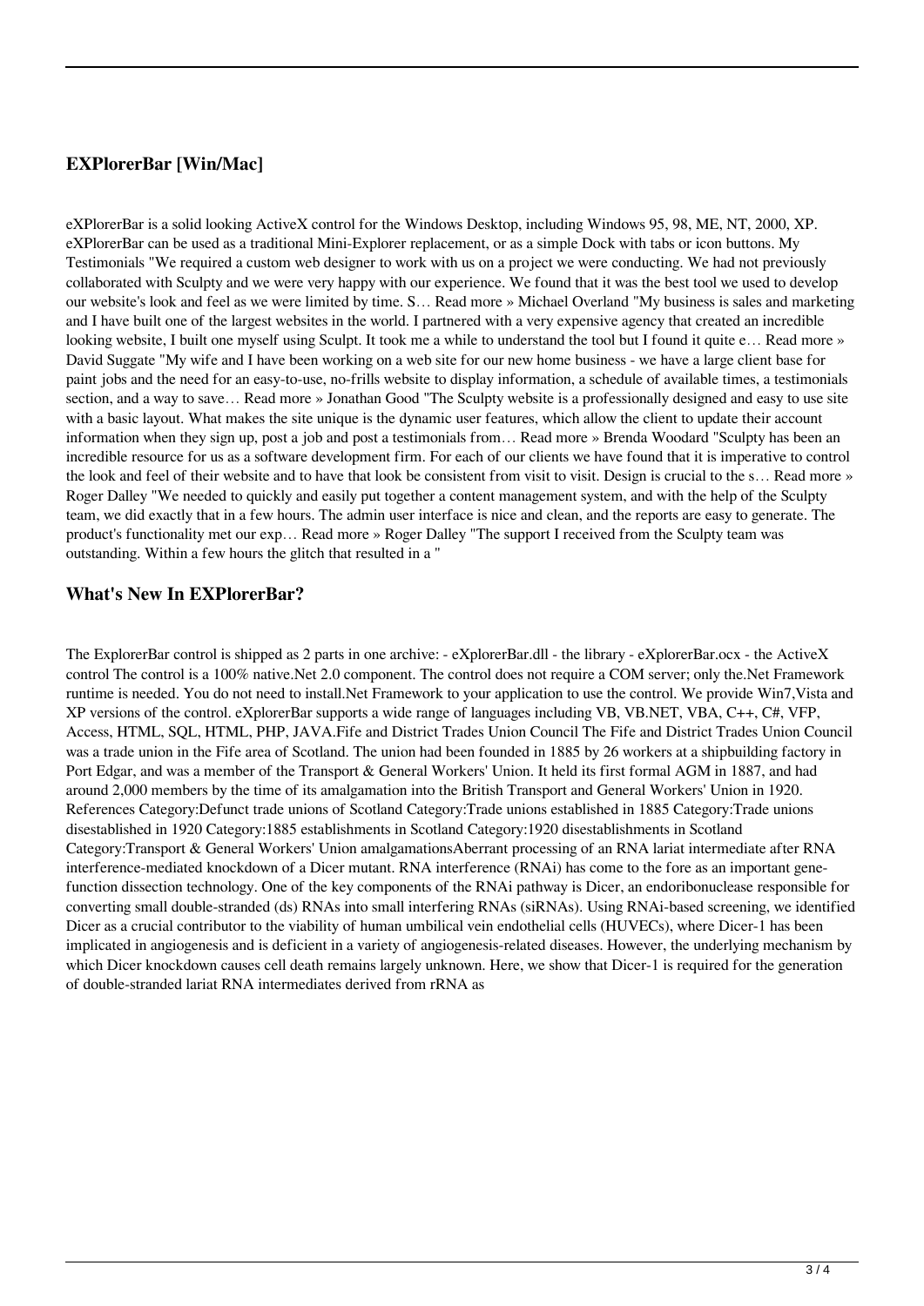## EXPlorerBar [Win/Mac]

eXPlorerBar is a solid looking ActiveX control for the Windows Desktop, including Windows 95, 98, ME, NT, 2000, XP. eXPlorerBar can be used as a traditional Mini-Explorer replacement, or as a simple Dock with tabs or icon buttons. My Testimonials "We required a custom web designer to work with us on a project we were conducting. We had not previously collaborated with Sculpty and we were very happy with our experience. We found that it was the best tool we used to develop our website's look and feel as we were limited by time. S… Read more » Michael Overland "My business is sales and marketing and I have built one of the largest websites in the world. I partnered with a very expensive agency that created an incredible looking website, I built one myself using Sculpt. It took me a while to understand the tool but I found it quite e… Read more » David Suggate "My wife and I have been working on a web site for our new home business - we have a large client base for paint jobs and the need for an easy-to-use, no-frills website to display information, a schedule of available times, a testimonials section, and a way to save… Read more » Jonathan Good "The Sculpty website is a professionally designed and easy to use site with a basic layout. What makes the site unique is the dynamic user features, which allow the client to update their account information when they sign up, post a job and post a testimonials from… Read more » Brenda Woodard "Sculpty has been an incredible resource for us as a software development firm. For each of our clients we have found that it is imperative to control the look and feel of their website and to have that look be consistent from visit to visit. Design is crucial to the s… Read more » Roger Dalley "We needed to quickly and easily put together a content management system, and with the help of the Sculpty team, we did exactly that in a few hours. The admin user interface is nice and clean, and the reports are easy to generate. The product's functionality met our exp… Read more » Roger Dalley "The support I received from the Sculpty team was outstanding. Within a few hours the glitch that resulted in a "

## What's New In EXPlorerBar?

The ExplorerBar control is shipped as 2 parts in one archive: - eXplorerBar.dll - the library - eXplorerBar.ocx - the ActiveX control The control is a 100% native.Net 2.0 component. The control does not require a COM server; only the.Net Framework runtime is needed. You do not need to install.Net Framework to your application to use the control. We provide Win7,Vista and XP versions of the control. eXplorerBar supports a wide range of languages including VB, VB.NET, VBA, C++, C#, VFP, Access, HTML, SQL, HTML, PHP, JAVA.Fife and District Trades Union Council The Fife and District Trades Union Council was a trade union in the Fife area of Scotland. The union had been founded in 1885 by 26 workers at a shipbuilding factory in Port Edgar, and was a member of the Transport & General Workers' Union. It held its first formal AGM in 1887, and had around 2,000 members by the time of its amalgamation into the British Transport and General Workers' Union in 1920. References Category:Defunct trade unions of Scotland Category:Trade unions established in 1885 Category:Trade unions disestablished in 1920 Category:1885 establishments in Scotland Category:1920 disestablishments in Scotland Category:Transport & General Workers' Union amalgamationsAberrant processing of an RNA lariat intermediate after RNA interference-mediated knockdown of a Dicer mutant. RNA interference (RNAi) has come to the fore as an important gene-function dissection technology. One of the key components of the RNAi pathway is Dicer, an endoribonuclease responsible for converting small double-stranded (ds) RNAs into small interfering RNAs (siRNAs). Using RNAi-based screening, we identified Dicer as a crucial contributor to the viability of human umbilical vein endothelial cells (HUVECs), where Dicer-1 has been implicated in angiogenesis and is deficient in a variety of angiogenesis-related diseases. However, the underlying mechanism by which Dicer knockdown causes cell death remains largely unknown. Here, we show that Dicer-1 is required for the generation of double-stranded lariat RNA intermediates derived from rRNA as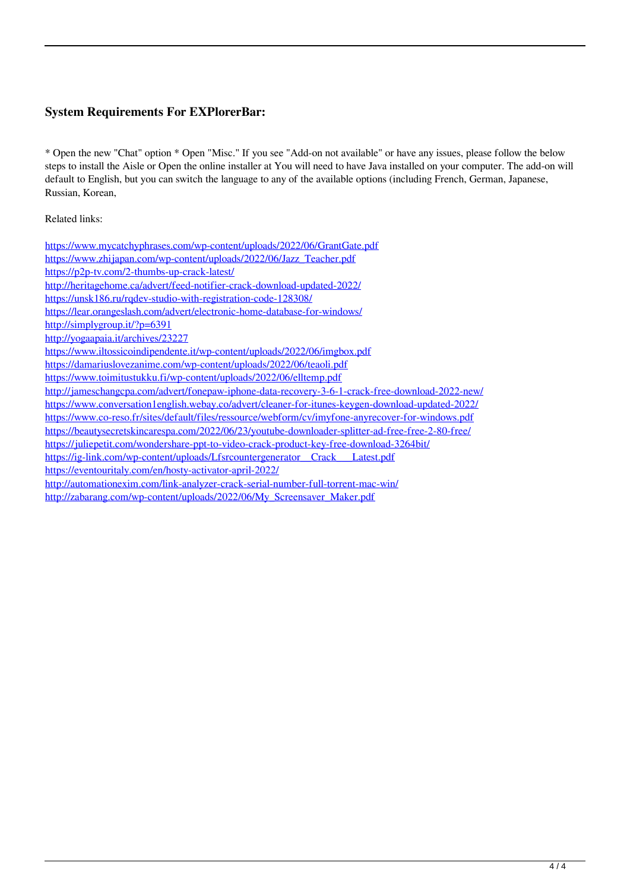### System Requirements For EXPlorerBar:

* Open the new "Chat" option * Open "Misc." If you see "Add-on not available" or have any issues, please follow the below steps to install the Aisle or Open the online installer at You will need to have Java installed on your computer. The add-on will default to English, but you can switch the language to any of the available options (including French, German, Japanese, Russian, Korean,

Related links:

https://www.mycatchyphrases.com/wp-content/uploads/2022/06/GrantGate.pdf
https://www.zhijapan.com/wp-content/uploads/2022/06/Jazz_Teacher.pdf
https://p2p-tv.com/2-thumbs-up-crack-latest/
http://heritagehome.ca/advert/feed-notifier-crack-download-updated-2022/
https://unsk186.ru/rqdev-studio-with-registration-code-128308/
https://lear.orangeslash.com/advert/electronic-home-database-for-windows/
http://simplygroup.it/?p=6391
http://yogaapaia.it/archives/23227
https://www.iltossicoindipendente.it/wp-content/uploads/2022/06/imgbox.pdf
https://damariuslovezanime.com/wp-content/uploads/2022/06/teaoli.pdf
https://www.toimitustukku.fi/wp-content/uploads/2022/06/elltemp.pdf
http://jameschangcpa.com/advert/fonepaw-iphone-data-recovery-3-6-1-crack-free-download-2022-new/
https://www.conversation1english.webay.co/advert/cleaner-for-itunes-keygen-download-updated-2022/
https://www.co-reso.fr/sites/default/files/ressource/webform/cv/imyfone-anyrecover-for-windows.pdf
https://beautysecretskincarespa.com/2022/06/23/youtube-downloader-splitter-ad-free-free-2-80-free/
https://juliepetit.com/wondershare-ppt-to-video-crack-product-key-free-download-3264bit/
https://ig-link.com/wp-content/uploads/Lfsrcountergenerator__Crack___Latest.pdf
https://eventouritaly.com/en/hosty-activator-april-2022/
http://automationexim.com/link-analyzer-crack-serial-number-full-torrent-mac-win/
http://zabarang.com/wp-content/uploads/2022/06/My_Screensaver_Maker.pdf